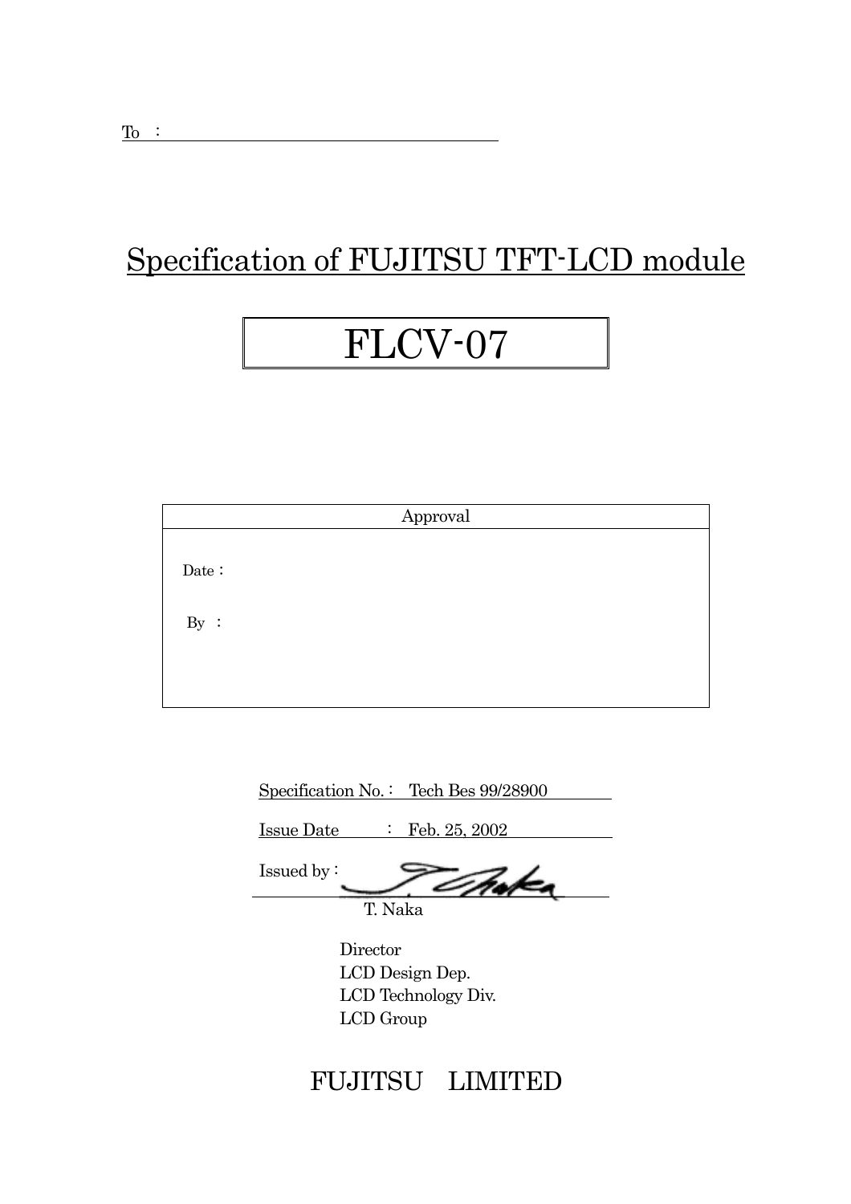To ：

# Specification of FUJITSU TFT-LCD module

# FLCV-07

| Approval |
|---|
| Date： |
| By ： |

Specification No.： Tech Bes 99/28900

Issue Date ： Feb. 25, 2002

Issued by：

T. Naka

Director
LCD Design Dep.
LCD Technology Div.
LCD Group

FUJITSU LIMITED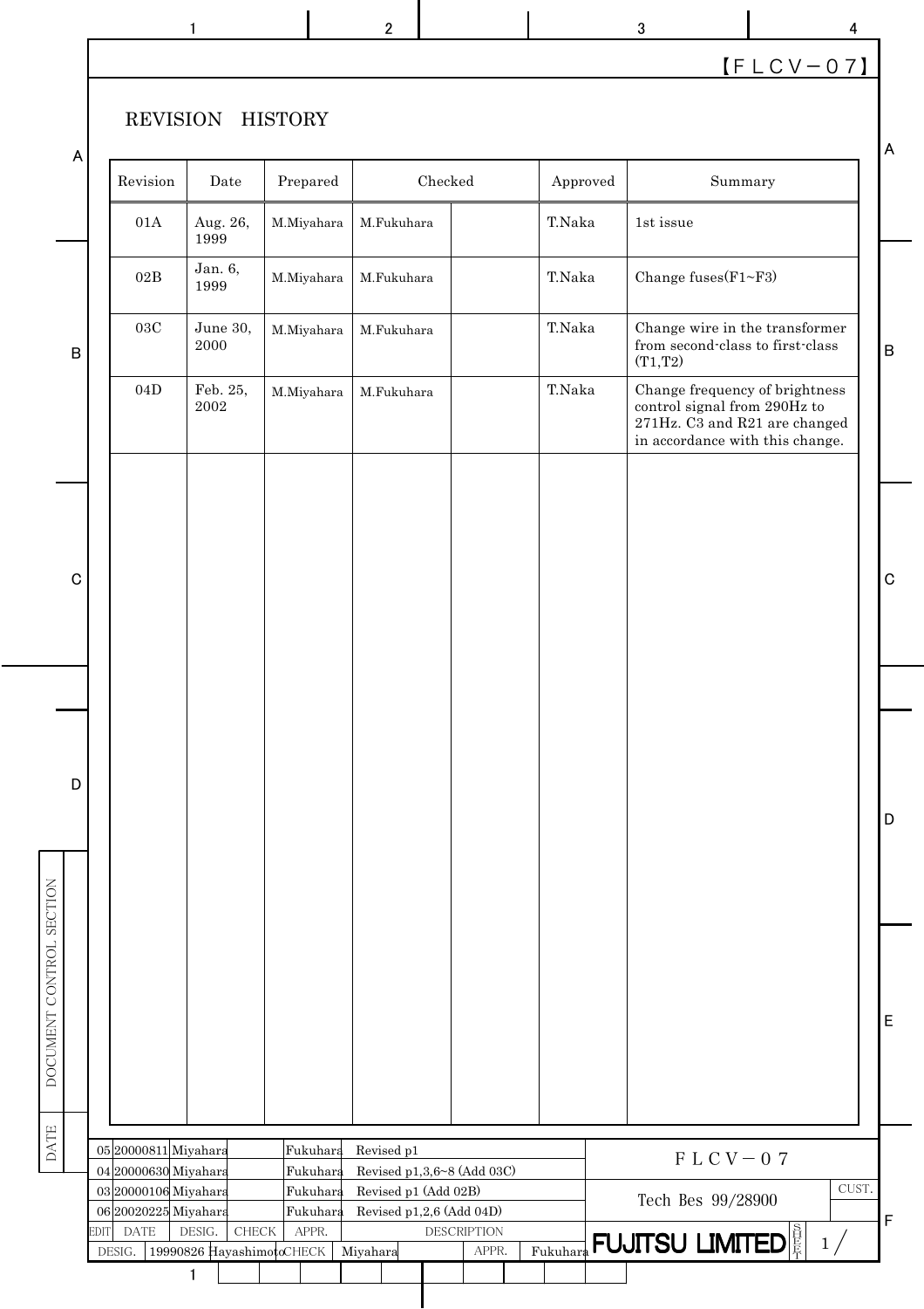【ＦＬＣＶ－０７】

# REVISION HISTORY

| Revision | Date | Prepared | Checked | | Approved | Summary |
|---|---|---|---|---|---|---|
| 01A | Aug. 26, 1999 | M.Miyahara | M.Fukuhara | | T.Naka | 1st issue |
| 02B | Jan. 6, 1999 | M.Miyahara | M.Fukuhara | | T.Naka | Change fuses(F1~F3) |
| 03C | June 30, 2000 | M.Miyahara | M.Fukuhara | | T.Naka | Change wire in the transformer from second-class to first-class (T1,T2) |
| 04D | Feb. 25, 2002 | M.Miyahara | M.Fukuhara | | T.Naka | Change frequency of brightness control signal from 290Hz to 271Hz. C3 and R21 are changed in accordance with this change. |

| EDIT | DATE | DESIG. | CHECK | APPR. | DESCRIPTION |
|---|---|---|---|---|---|
| 05 | 20000811 | Miyahara | | Fukuhara | Revised p1 |
| 04 | 20000630 | Miyahara | | Fukuhara | Revised p1,3,6~8 (Add 03C) |
| 03 | 20000106 | Miyahara | | Fukuhara | Revised p1 (Add 02B) |
| 06 | 20020225 | Miyahara | | Fukuhara | Revised p1,2,6 (Add 04D) |

DESIG. 19990826 Hayashimoto CHECK Miyahara APPR. Fukuhara

ＦＬＣＶ－０７

Tech Bes 99/28900

FUJITSU LIMITED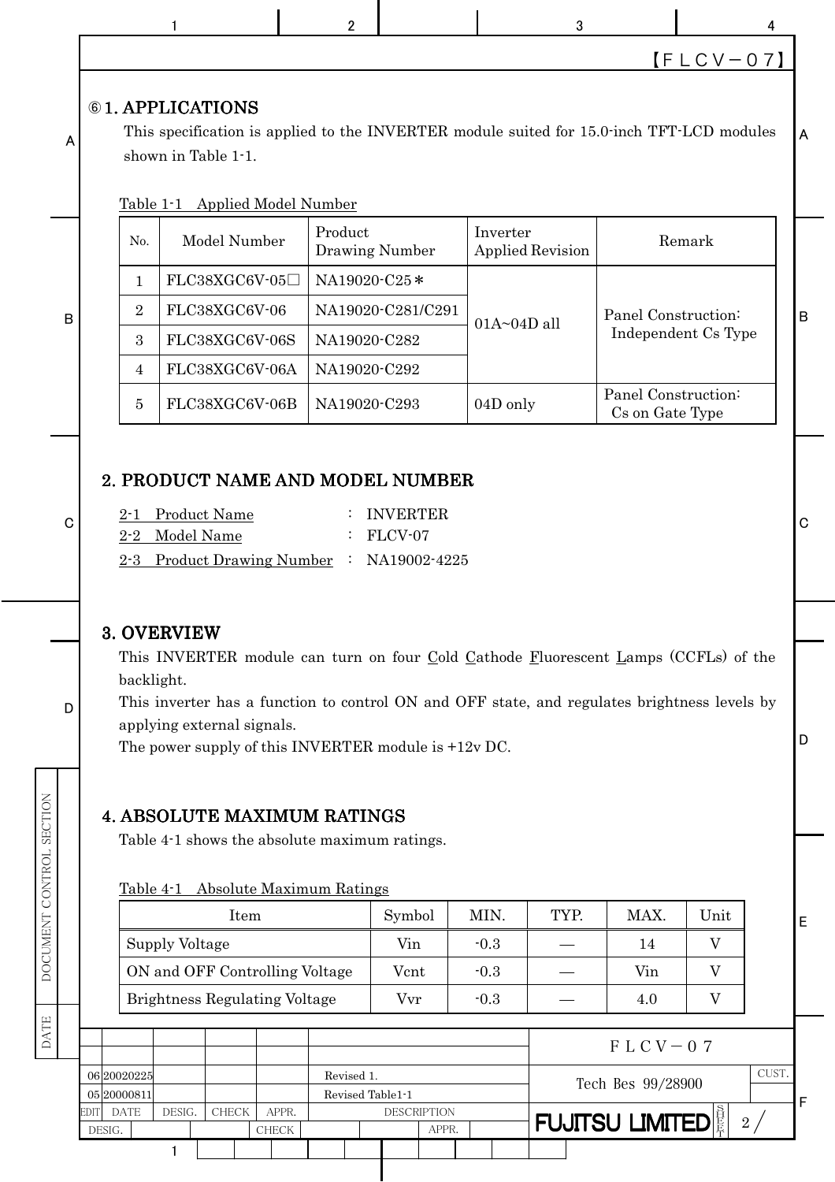## ⑥1. APPLICATIONS

This specification is applied to the INVERTER module suited for 15.0-inch TFT-LCD modules shown in Table 1-1.

Table 1-1　Applied Model Number

| No. | Model Number | Product Drawing Number | Inverter Applied Revision | Remark |
|---|---|---|---|---|
| 1 | FLC38XGC6V-05□ | NA19020-C25＊ | 01A~04D all | Panel Construction: Independent Cs Type |
| 2 | FLC38XGC6V-06 | NA19020-C281/C291 | | |
| 3 | FLC38XGC6V-06S | NA19020-C282 | | |
| 4 | FLC38XGC6V-06A | NA19020-C292 | | |
| 5 | FLC38XGC6V-06B | NA19020-C293 | 04D only | Panel Construction: Cs on Gate Type |

## 2. PRODUCT NAME AND MODEL NUMBER

2-1　Product Name　:　INVERTER
2-2　Model Name　:　FLCV-07
2-3　Product Drawing Number　:　NA19002-4225

## 3. OVERVIEW

This INVERTER module can turn on four Cold Cathode Fluorescent Lamps (CCFLs) of the backlight.
This inverter has a function to control ON and OFF state, and regulates brightness levels by applying external signals.
The power supply of this INVERTER module is +12v DC.

## 4. ABSOLUTE MAXIMUM RATINGS

Table 4-1 shows the absolute maximum ratings.

Table 4-1　Absolute Maximum Ratings

| Item | Symbol | MIN. | TYP. | MAX. | Unit |
|---|---|---|---|---|---|
| Supply Voltage | Vin | -0.3 | — | 14 | V |
| ON and OFF Controlling Voltage | Vcnt | -0.3 | — | Vin | V |
| Brightness Regulating Voltage | Vvr | -0.3 | — | 4.0 | V |

| EDIT | DATE | DESCRIPTION |
|---|---|---|
| 06 | 20020225 | Revised 1. |
| 05 | 20000811 | Revised Table1-1 |

FLCV－07　Tech Bes 99/28900　FUJITSU LIMITED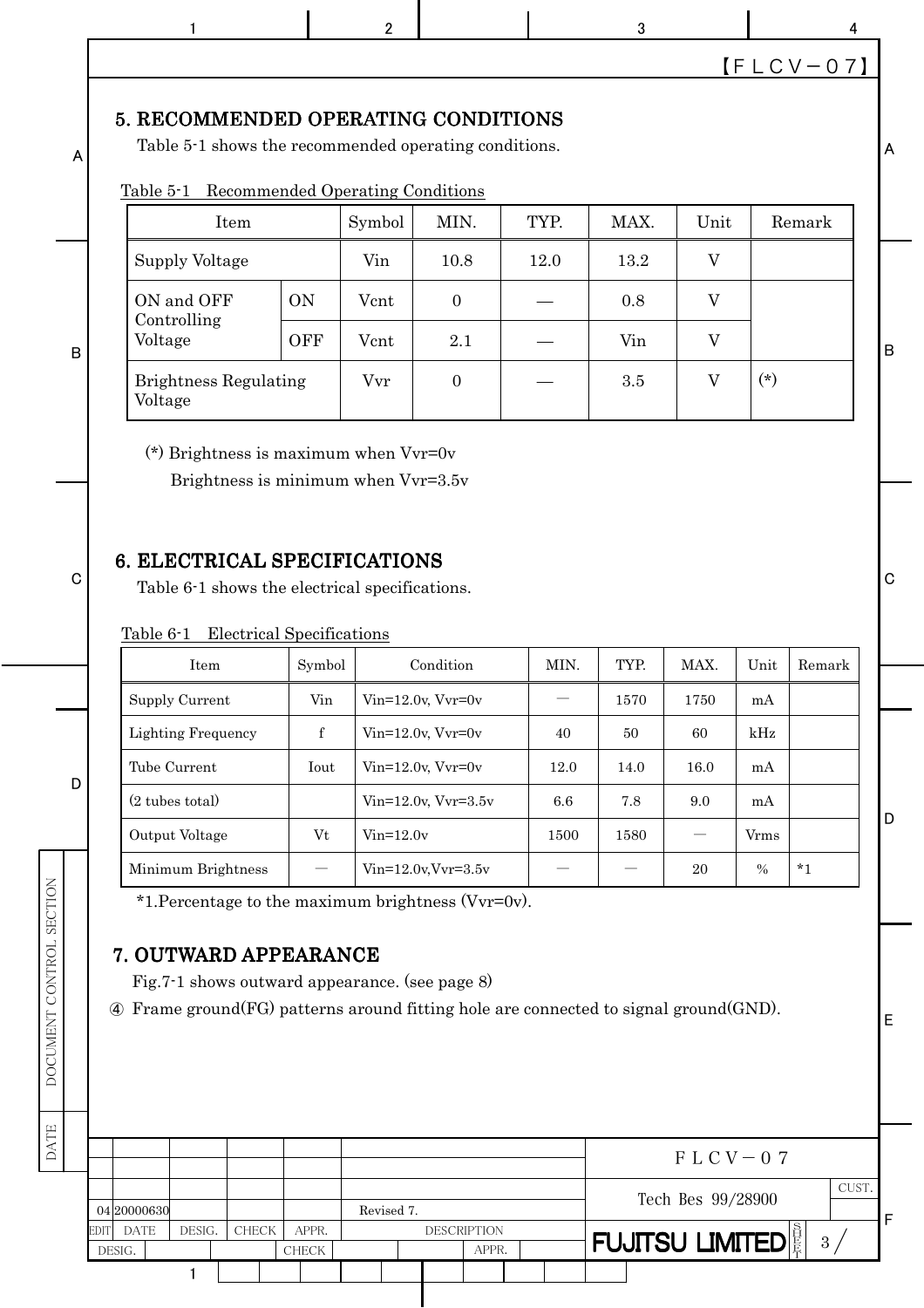## 5. RECOMMENDED OPERATING CONDITIONS

Table 5-1 shows the recommended operating conditions.

Table 5-1　Recommended Operating Conditions

| Item | | Symbol | MIN. | TYP. | MAX. | Unit | Remark |
|---|---|---|---|---|---|---|---|
| Supply Voltage | | Vin | 10.8 | 12.0 | 13.2 | V | |
| ON and OFF Controlling Voltage | ON | Vcnt | 0 | — | 0.8 | V | |
| | OFF | Vcnt | 2.1 | — | Vin | V | |
| Brightness Regulating Voltage | | Vvr | 0 | — | 3.5 | V | (*) |

(*) Brightness is maximum when Vvr=0v
　　Brightness is minimum when Vvr=3.5v

## 6. ELECTRICAL SPECIFICATIONS

Table 6-1 shows the electrical specifications.

Table 6-1　Electrical Specifications

| Item | Symbol | Condition | MIN. | TYP. | MAX. | Unit | Remark |
|---|---|---|---|---|---|---|---|
| Supply Current | Vin | Vin=12.0v, Vvr=0v | — | 1570 | 1750 | mA | |
| Lighting Frequency | f | Vin=12.0v, Vvr=0v | 40 | 50 | 60 | kHz | |
| Tube Current | Iout | Vin=12.0v, Vvr=0v | 12.0 | 14.0 | 16.0 | mA | |
| (2 tubes total) | | Vin=12.0v, Vvr=3.5v | 6.6 | 7.8 | 9.0 | mA | |
| Output Voltage | Vt | Vin=12.0v | 1500 | 1580 | — | Vrms | |
| Minimum Brightness | — | Vin=12.0v,Vvr=3.5v | — | — | 20 | % | *1 |

*1.Percentage to the maximum brightness (Vvr=0v).

## 7. OUTWARD APPEARANCE

Fig.7-1 shows outward appearance. (see page 8)

④ Frame ground(FG) patterns around fitting hole are connected to signal ground(GND).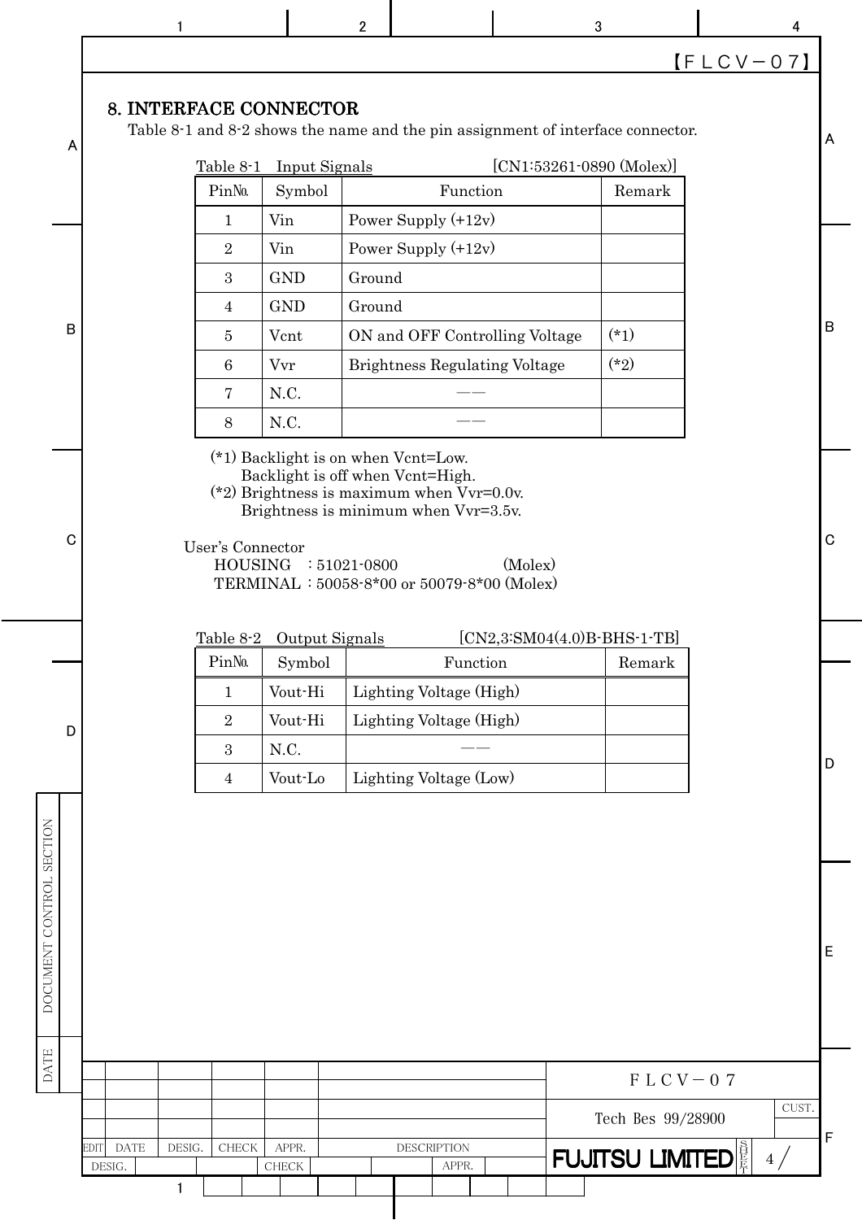## 8. INTERFACE CONNECTOR

Table 8-1 and 8-2 shows the name and the pin assignment of interface connector.

Table 8-1　Input Signals　　　　　　[CN1:53261-0890 (Molex)]

| Pin№. | Symbol | Function | Remark |
|---|---|---|---|
| 1 | Vin | Power Supply (+12v) | |
| 2 | Vin | Power Supply (+12v) | |
| 3 | GND | Ground | |
| 4 | GND | Ground | |
| 5 | Vcnt | ON and OFF Controlling Voltage | (*1) |
| 6 | Vvr | Brightness Regulating Voltage | (*2) |
| 7 | N.C. | —— | |
| 8 | N.C. | —— | |

(*1) Backlight is on when Vcnt=Low.
Backlight is off when Vcnt=High.
(*2) Brightness is maximum when Vvr=0.0v.
Brightness is minimum when Vvr=3.5v.

User's Connector
HOUSING　: 51021-0800　　　　　　(Molex)
TERMINAL : 50058-8*00 or 50079-8*00 (Molex)

Table 8-2　Output Signals　　　　　[CN2,3:SM04(4.0)B-BHS-1-TB]

| Pin№. | Symbol | Function | Remark |
|---|---|---|---|
| 1 | Vout-Hi | Lighting Voltage (High) | |
| 2 | Vout-Hi | Lighting Voltage (High) | |
| 3 | N.C. | —— | |
| 4 | Vout-Lo | Lighting Voltage (Low) | |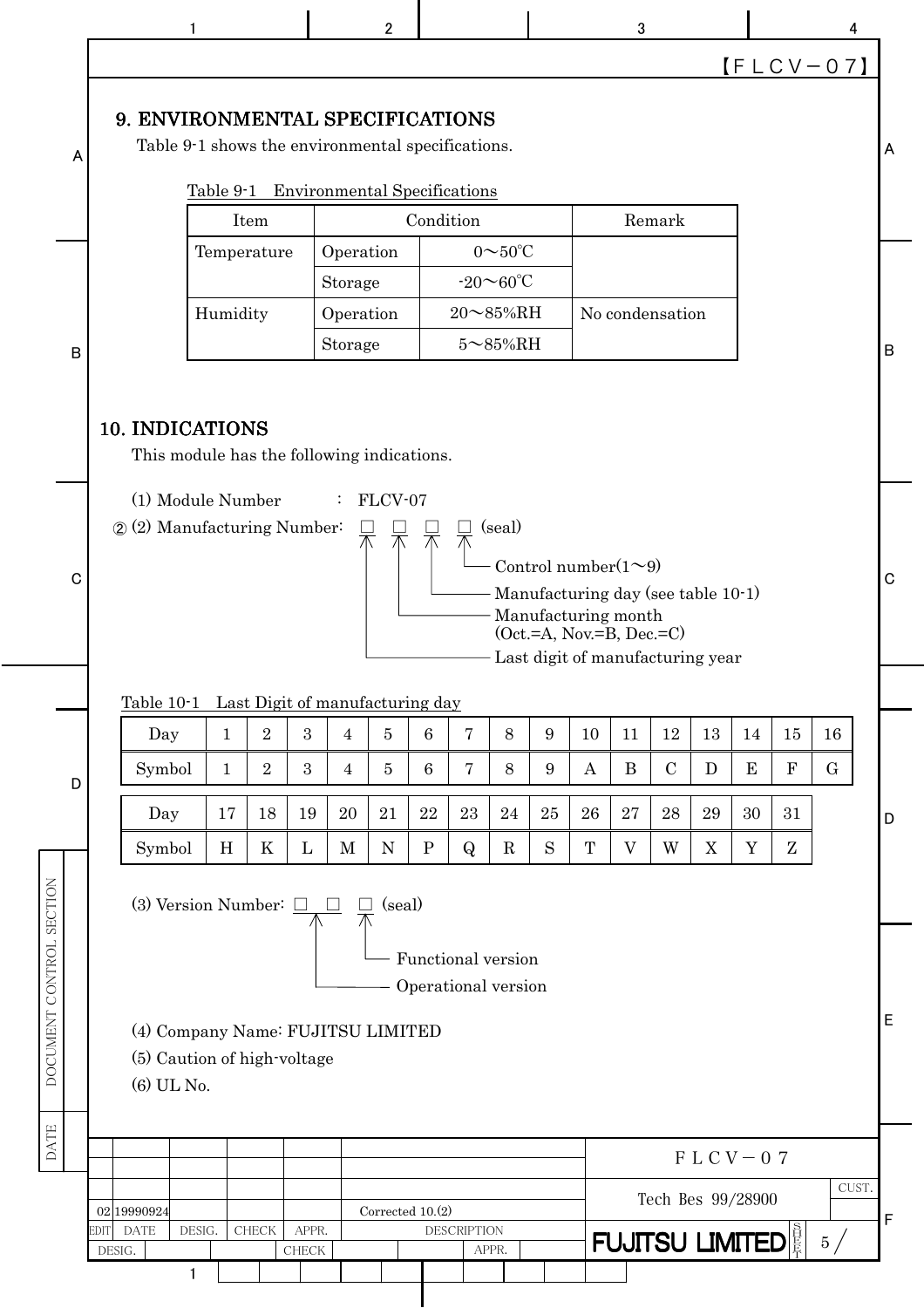## 9. ENVIRONMENTAL SPECIFICATIONS

Table 9-1 shows the environmental specifications.

Table 9-1 Environmental Specifications

| Item | Condition | | Remark |
|---|---|---|---|
| Temperature | Operation | 0～50℃ | |
| | Storage | -20～60℃ | |
| Humidity | Operation | 20～85%RH | No condensation |
| | Storage | 5～85%RH | |

## 10. INDICATIONS

This module has the following indications.

(1) Module Number : FLCV-07

② (2) Manufacturing Number: □ □ □ □ (seal)

- Control number(1～9)
- Manufacturing day (see table 10-1)
- Manufacturing month (Oct.=A, Nov.=B, Dec.=C)
- Last digit of manufacturing year

Table 10-1 Last Digit of manufacturing day

| Day | 1 | 2 | 3 | 4 | 5 | 6 | 7 | 8 | 9 | 10 | 11 | 12 | 13 | 14 | 15 | 16 |
|---|---|---|---|---|---|---|---|---|---|---|---|---|---|---|---|---|
| Symbol | 1 | 2 | 3 | 4 | 5 | 6 | 7 | 8 | 9 | A | B | C | D | E | F | G |

| Day | 17 | 18 | 19 | 20 | 21 | 22 | 23 | 24 | 25 | 26 | 27 | 28 | 29 | 30 | 31 |
|---|---|---|---|---|---|---|---|---|---|---|---|---|---|---|---|
| Symbol | H | K | L | M | N | P | Q | R | S | T | V | W | X | Y | Z |

(3) Version Number: □ □ □ (seal)

- Functional version
- Operational version

(4) Company Name: FUJITSU LIMITED

(5) Caution of high-voltage

(6) UL No.

| EDIT | DATE | DESIG. | CHECK | APPR. | DESCRIPTION |
|---|---|---|---|---|---|
| 02 | 19990924 | | | | Corrected 10.(2) |

FLCV-07 Tech Bes 99/28900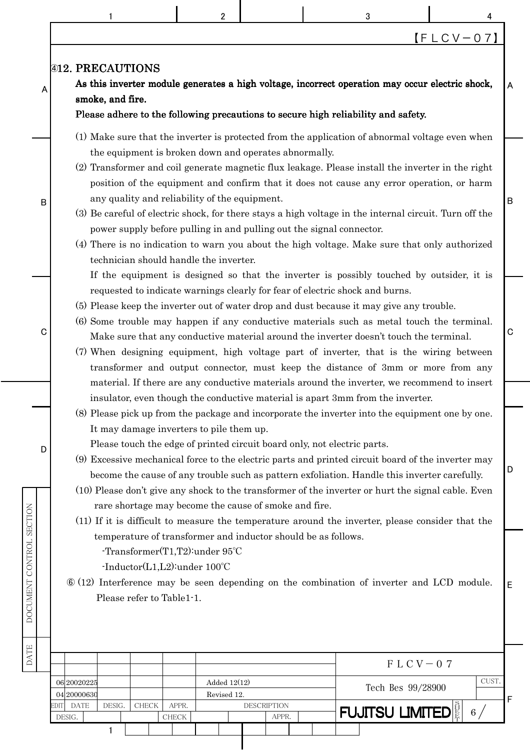【ＦＬＣＶ－０７】

## ④12. PRECAUTIONS

**As this inverter module generates a high voltage, incorrect operation may occur electric shock, smoke, and fire.**

**Please adhere to the following precautions to secure high reliability and safety.**

(1) Make sure that the inverter is protected from the application of abnormal voltage even when the equipment is broken down and operates abnormally.

(2) Transformer and coil generate magnetic flux leakage. Please install the inverter in the right position of the equipment and confirm that it does not cause any error operation, or harm any quality and reliability of the equipment.

(3) Be careful of electric shock, for there stays a high voltage in the internal circuit. Turn off the power supply before pulling in and pulling out the signal connector.

(4) There is no indication to warn you about the high voltage. Make sure that only authorized technician should handle the inverter.
If the equipment is designed so that the inverter is possibly touched by outsider, it is requested to indicate warnings clearly for fear of electric shock and burns.

(5) Please keep the inverter out of water drop and dust because it may give any trouble.

(6) Some trouble may happen if any conductive materials such as metal touch the terminal. Make sure that any conductive material around the inverter doesn't touch the terminal.

(7) When designing equipment, high voltage part of inverter, that is the wiring between transformer and output connector, must keep the distance of 3mm or more from any material. If there are any conductive materials around the inverter, we recommend to insert insulator, even though the conductive material is apart 3mm from the inverter.

(8) Please pick up from the package and incorporate the inverter into the equipment one by one. It may damage inverters to pile them up.
Please touch the edge of printed circuit board only, not electric parts.

(9) Excessive mechanical force to the electric parts and printed circuit board of the inverter may become the cause of any trouble such as pattern exfoliation. Handle this inverter carefully.

(10) Please don't give any shock to the transformer of the inverter or hurt the signal cable. Even rare shortage may become the cause of smoke and fire.

(11) If it is difficult to measure the temperature around the inverter, please consider that the temperature of transformer and inductor should be as follows.
-Transformer(T1,T2):under 95℃
-Inductor(L1,L2):under 100℃

⑥ (12) Interference may be seen depending on the combination of inverter and LCD module. Please refer to Table1-1.

| EDIT | DATE | DESIG. | CHECK | APPR. | DESCRIPTION |
|---|---|---|---|---|---|
| 06 | 20020225 | | | | Added 12(12) |
| 04 | 20000630 | | | | Revised 12. |

ＦＬＣＶ－０７

Tech Bes 99/28900

FUJITSU LIMITED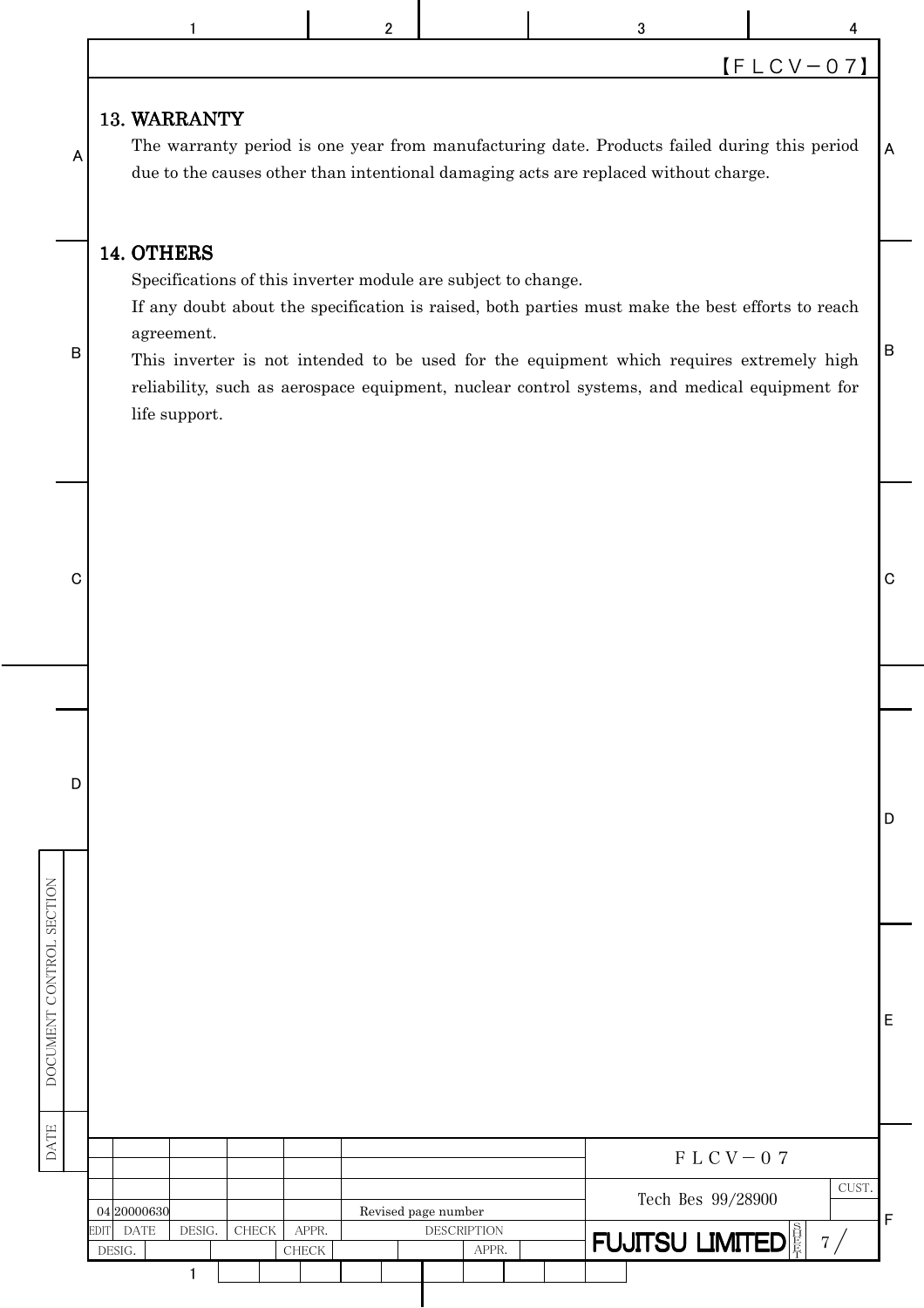## 13. WARRANTY

The warranty period is one year from manufacturing date. Products failed during this period due to the causes other than intentional damaging acts are replaced without charge.

## 14. OTHERS

Specifications of this inverter module are subject to change.

If any doubt about the specification is raised, both parties must make the best efforts to reach agreement.

This inverter is not intended to be used for the equipment which requires extremely high reliability, such as aerospace equipment, nuclear control systems, and medical equipment for life support.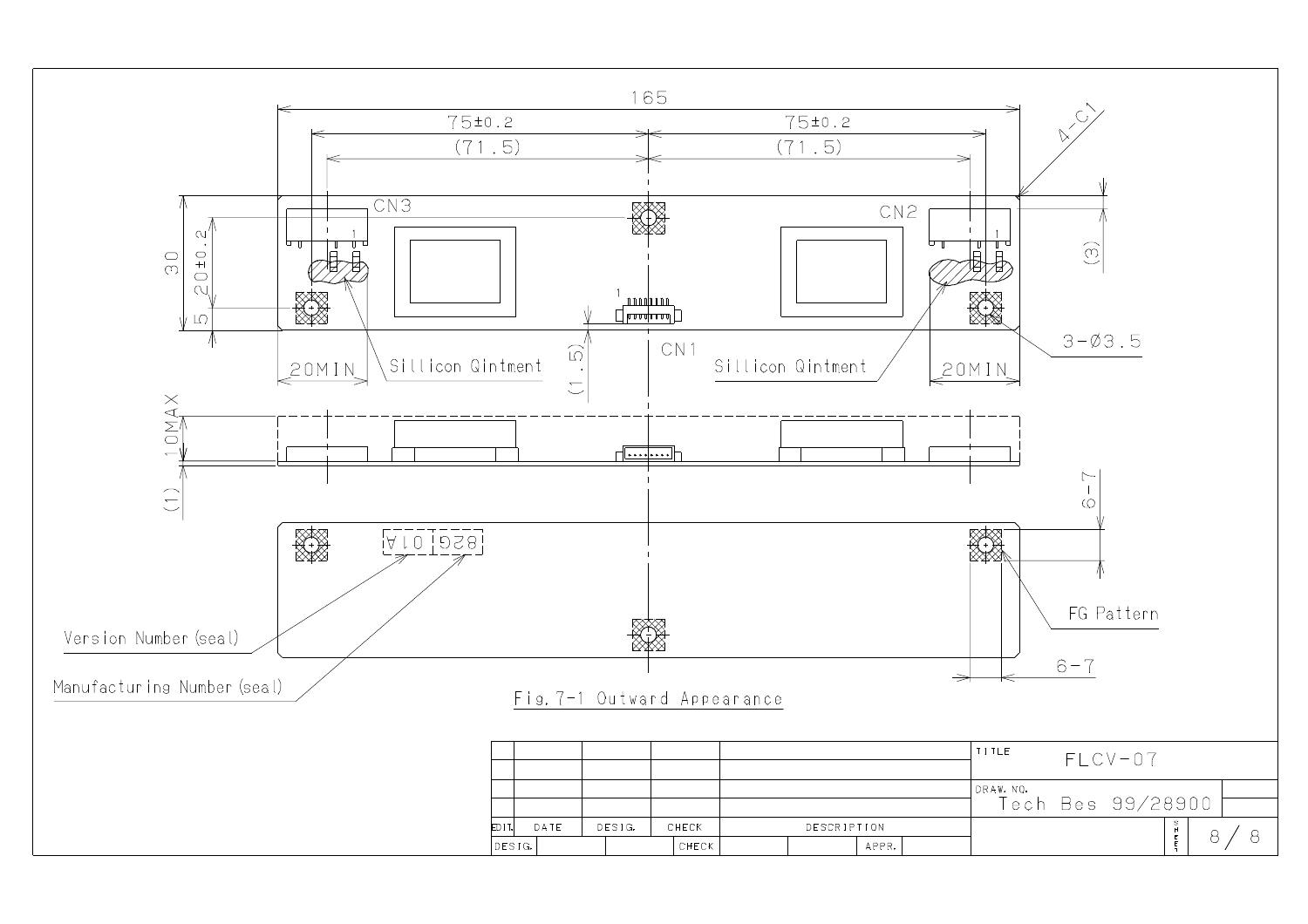165

75±0.2

75±0.2

(71.5)

(71.5)

4-C1

CN3

CN2

1

1

30

20±0.2

5

(3)

1

CN1

(1.5)

20MIN

20MIN

Sillicon Qintment

Sillicon Qintment

3-Ø3.5

10MAX

(1)

6-7

6-7

01A

82G

FG Pattern

Version Number (seal)

Manufacturing Number (seal)

Fig.7-1 Outward Appearance

| | | | | | |
|---|---|---|---|---|---|
| EDIT. | DATE | DESIG. | CHECK | DESCRIPTION | |
| DESIG. | | | CHECK | | APPR. |

TITLE FLCV-07

DRAW.NO. Tech Bes 99/28900

SHEET 8/8